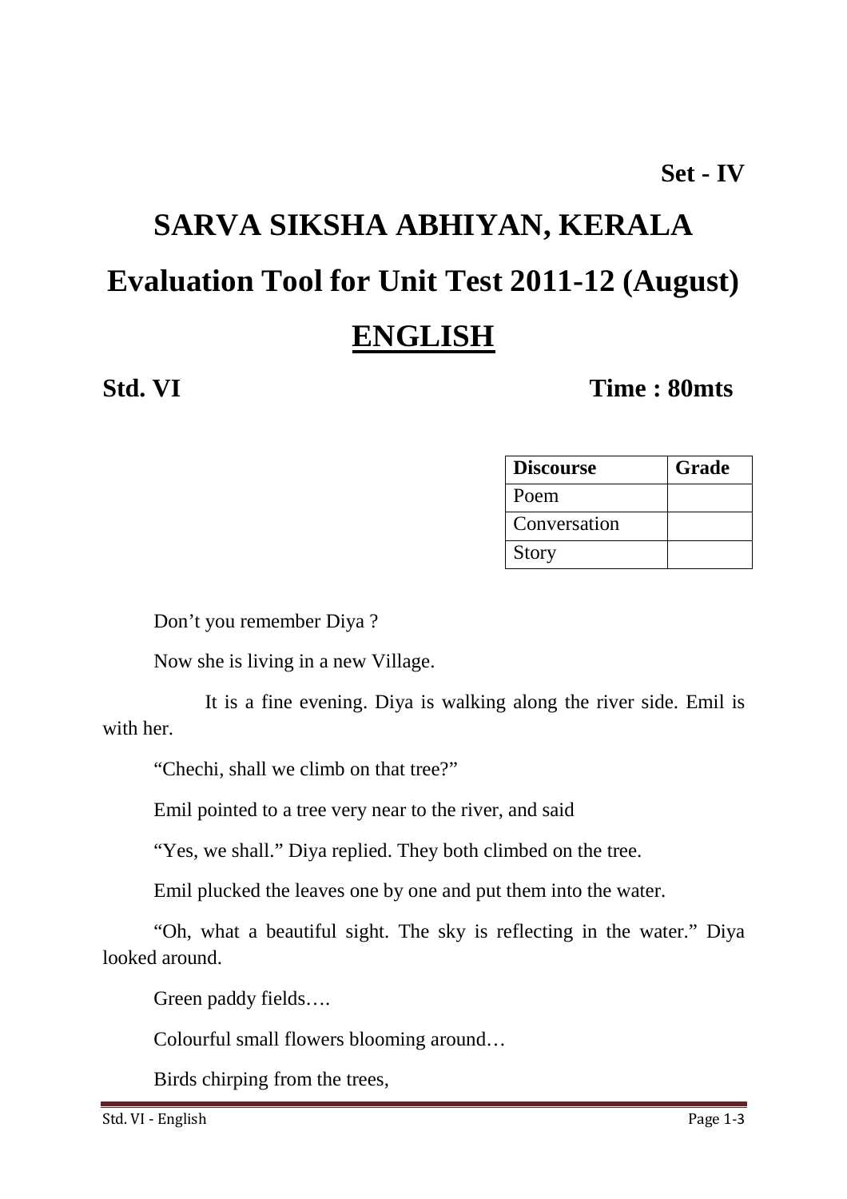**Set - IV**

# SARVA SIKSHA ABHIYAN, KERALA

# Evaluation Tool for Unit Test 2011-12 (August)

# ENGLISH

**Std. VI** **Time : 80mts**

| Discourse | Grade |
|---|---|
| Poem | |
| Conversation | |
| Story | |

Don't you remember Diya ?

Now she is living in a new Village.

It is a fine evening. Diya is walking along the river side. Emil is with her.

"Chechi, shall we climb on that tree?"

Emil pointed to a tree very near to the river, and said

"Yes, we shall." Diya replied. They both climbed on the tree.

Emil plucked the leaves one by one and put them into the water.

"Oh, what a beautiful sight. The sky is reflecting in the water." Diya looked around.

Green paddy fields….

Colourful small flowers blooming around…

Birds chirping from the trees,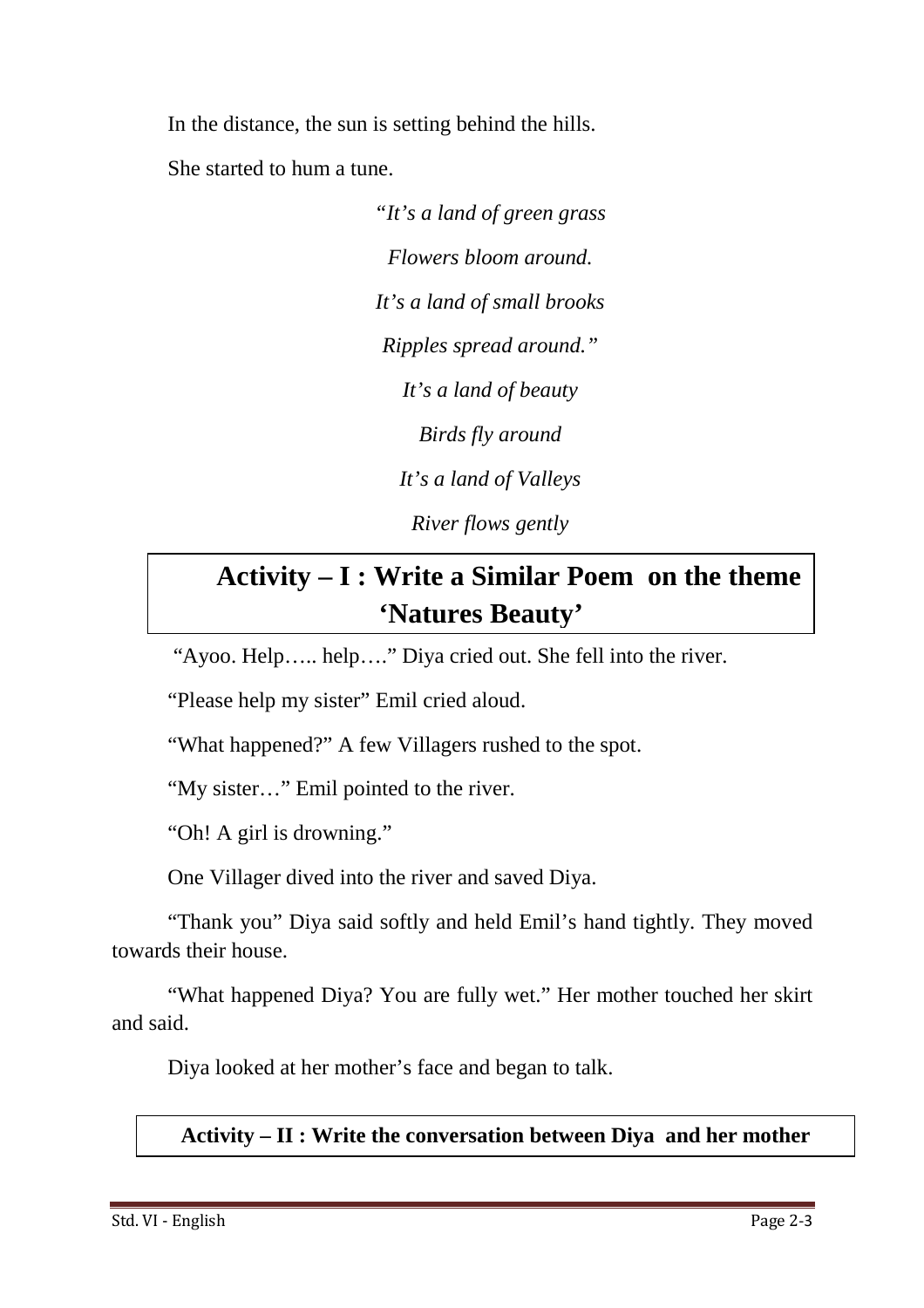In the distance, the sun is setting behind the hills.

She started to hum a tune.

*"It's a land of green grass*

*Flowers bloom around.*

*It's a land of small brooks*

*Ripples spread around."*

*It's a land of beauty*

*Birds fly around*

*It's a land of Valleys*

*River flows gently*

## Activity – I : Write a Similar Poem on the theme 'Natures Beauty'

"Ayoo. Help….. help…." Diya cried out. She fell into the river.

"Please help my sister" Emil cried aloud.

"What happened?" A few Villagers rushed to the spot.

"My sister…" Emil pointed to the river.

"Oh! A girl is drowning."

One Villager dived into the river and saved Diya.

"Thank you" Diya said softly and held Emil's hand tightly. They moved towards their house.

"What happened Diya? You are fully wet." Her mother touched her skirt and said.

Diya looked at her mother's face and began to talk.

**Activity – II : Write the conversation between Diya and her mother**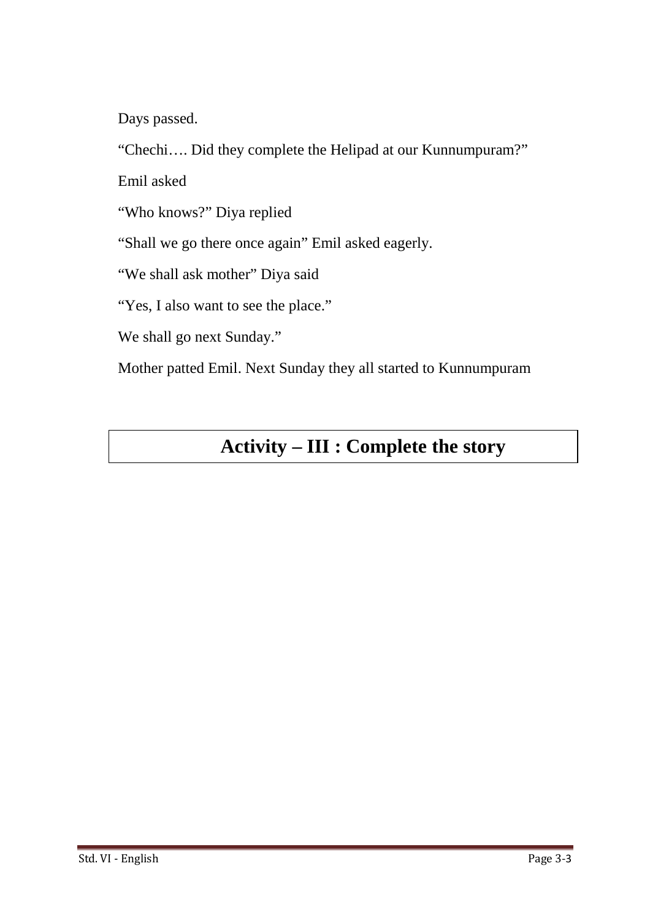Days passed.

“Chechi…. Did they complete the Helipad at our Kunnumpuram?”

Emil asked

“Who knows?” Diya replied

“Shall we go there once again” Emil asked eagerly.

“We shall ask mother” Diya said

“Yes, I also want to see the place.”

We shall go next Sunday.”

Mother patted Emil. Next Sunday they all started to Kunnumpuram

## Activity – III : Complete the story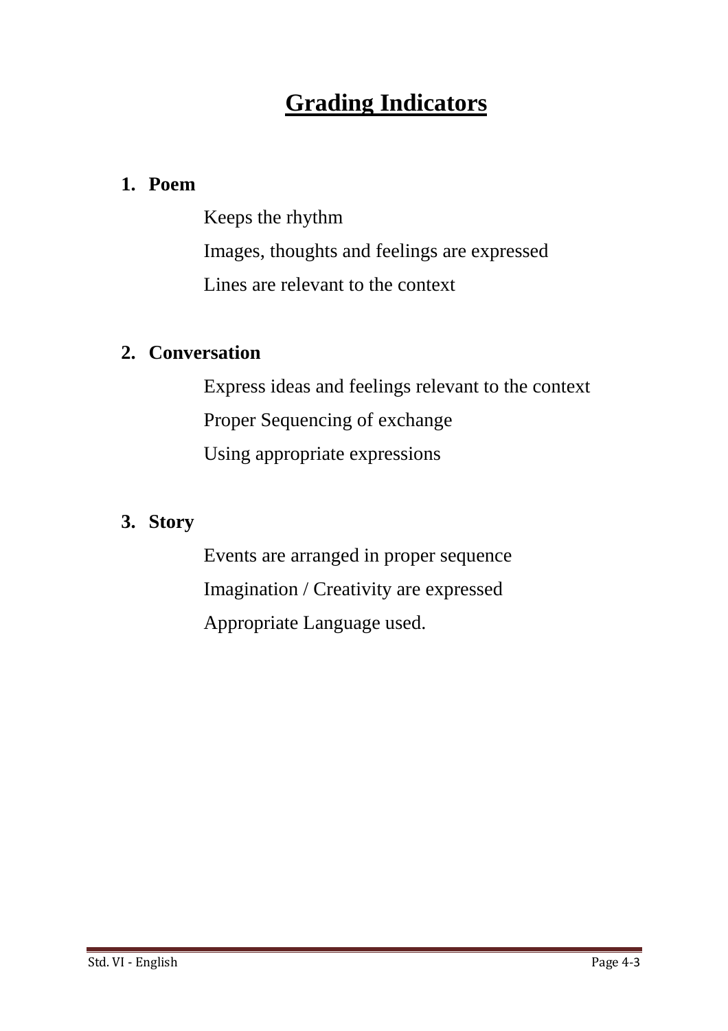# Grading Indicators

1. **Poem**

   Keeps the rhythm

   Images, thoughts and feelings are expressed

   Lines are relevant to the context

2. **Conversation**

   Express ideas and feelings relevant to the context

   Proper Sequencing of exchange

   Using appropriate expressions

3. **Story**

   Events are arranged in proper sequence

   Imagination / Creativity are expressed

   Appropriate Language used.